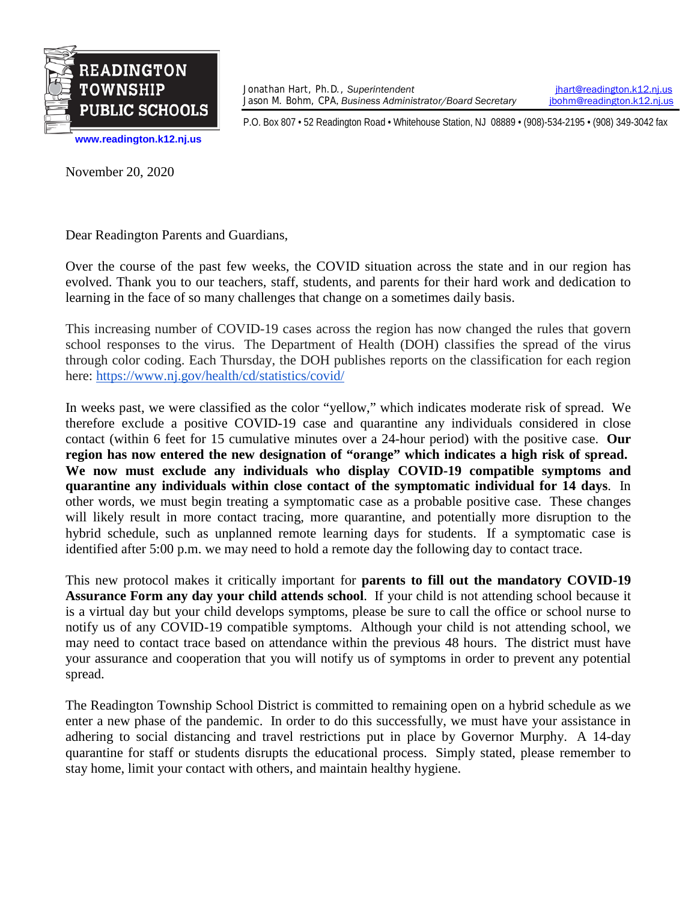**READINGTON TOWNSHIP PUBLIC SCHOOLS**

www.readington.k12.nj.us

Jonathan Hart, Ph.D., *Superintendent* jhart@readington.k12.nj.us
Jason M. Bohm, CPA, *Business Administrator/Board Secretary* jbohm@readington.k12.nj.us

P.O. Box 807 • 52 Readington Road • Whitehouse Station, NJ 08889 • (908)-534-2195 • (908) 349-3042 fax

November 20, 2020

Dear Readington Parents and Guardians,

Over the course of the past few weeks, the COVID situation across the state and in our region has evolved. Thank you to our teachers, staff, students, and parents for their hard work and dedication to learning in the face of so many challenges that change on a sometimes daily basis.

This increasing number of COVID-19 cases across the region has now changed the rules that govern school responses to the virus. The Department of Health (DOH) classifies the spread of the virus through color coding. Each Thursday, the DOH publishes reports on the classification for each region here: https://www.nj.gov/health/cd/statistics/covid/

In weeks past, we were classified as the color "yellow," which indicates moderate risk of spread. We therefore exclude a positive COVID-19 case and quarantine any individuals considered in close contact (within 6 feet for 15 cumulative minutes over a 24-hour period) with the positive case. **Our region has now entered the new designation of "orange" which indicates a high risk of spread. We now must exclude any individuals who display COVID-19 compatible symptoms and quarantine any individuals within close contact of the symptomatic individual for 14 days**. In other words, we must begin treating a symptomatic case as a probable positive case. These changes will likely result in more contact tracing, more quarantine, and potentially more disruption to the hybrid schedule, such as unplanned remote learning days for students. If a symptomatic case is identified after 5:00 p.m. we may need to hold a remote day the following day to contact trace.

This new protocol makes it critically important for **parents to fill out the mandatory COVID-19 Assurance Form any day your child attends school**. If your child is not attending school because it is a virtual day but your child develops symptoms, please be sure to call the office or school nurse to notify us of any COVID-19 compatible symptoms. Although your child is not attending school, we may need to contact trace based on attendance within the previous 48 hours. The district must have your assurance and cooperation that you will notify us of symptoms in order to prevent any potential spread.

The Readington Township School District is committed to remaining open on a hybrid schedule as we enter a new phase of the pandemic. In order to do this successfully, we must have your assistance in adhering to social distancing and travel restrictions put in place by Governor Murphy. A 14-day quarantine for staff or students disrupts the educational process. Simply stated, please remember to stay home, limit your contact with others, and maintain healthy hygiene.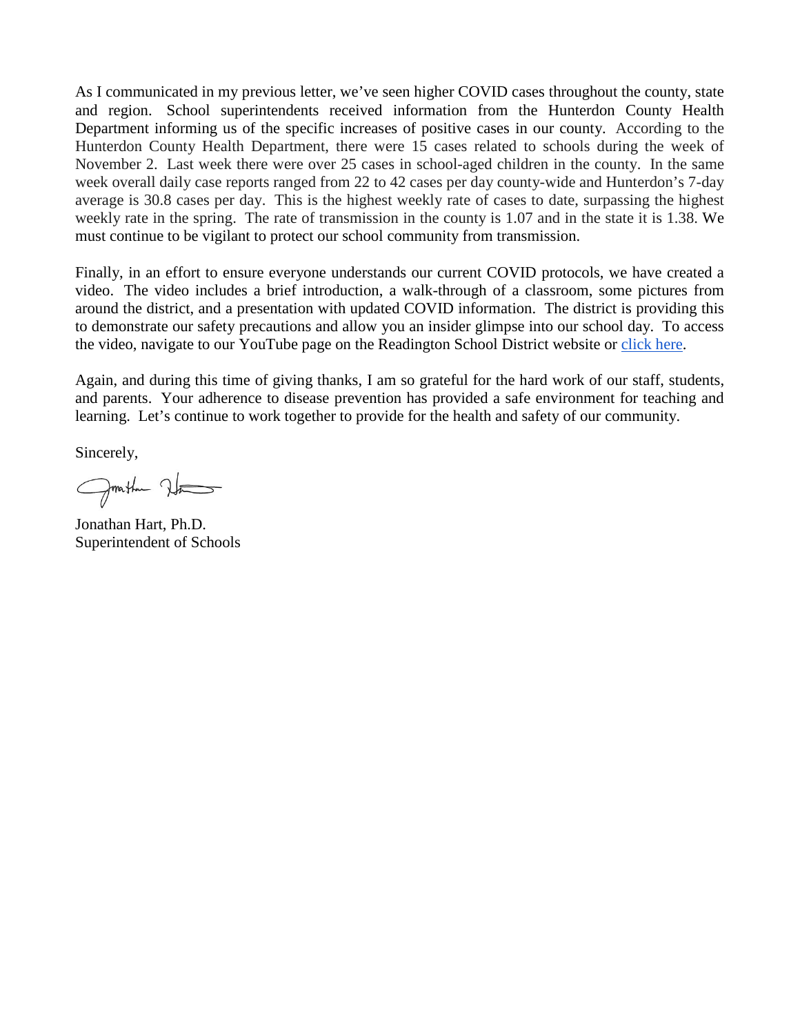As I communicated in my previous letter, we've seen higher COVID cases throughout the county, state and region. School superintendents received information from the Hunterdon County Health Department informing us of the specific increases of positive cases in our county. According to the Hunterdon County Health Department, there were 15 cases related to schools during the week of November 2. Last week there were over 25 cases in school-aged children in the county. In the same week overall daily case reports ranged from 22 to 42 cases per day county-wide and Hunterdon's 7-day average is 30.8 cases per day. This is the highest weekly rate of cases to date, surpassing the highest weekly rate in the spring. The rate of transmission in the county is 1.07 and in the state it is 1.38. We must continue to be vigilant to protect our school community from transmission.

Finally, in an effort to ensure everyone understands our current COVID protocols, we have created a video. The video includes a brief introduction, a walk-through of a classroom, some pictures from around the district, and a presentation with updated COVID information. The district is providing this to demonstrate our safety precautions and allow you an insider glimpse into our school day. To access the video, navigate to our YouTube page on the Readington School District website or click here.

Again, and during this time of giving thanks, I am so grateful for the hard work of our staff, students, and parents. Your adherence to disease prevention has provided a safe environment for teaching and learning. Let's continue to work together to provide for the health and safety of our community.

Sincerely,

Jonathan Hart, Ph.D.
Superintendent of Schools